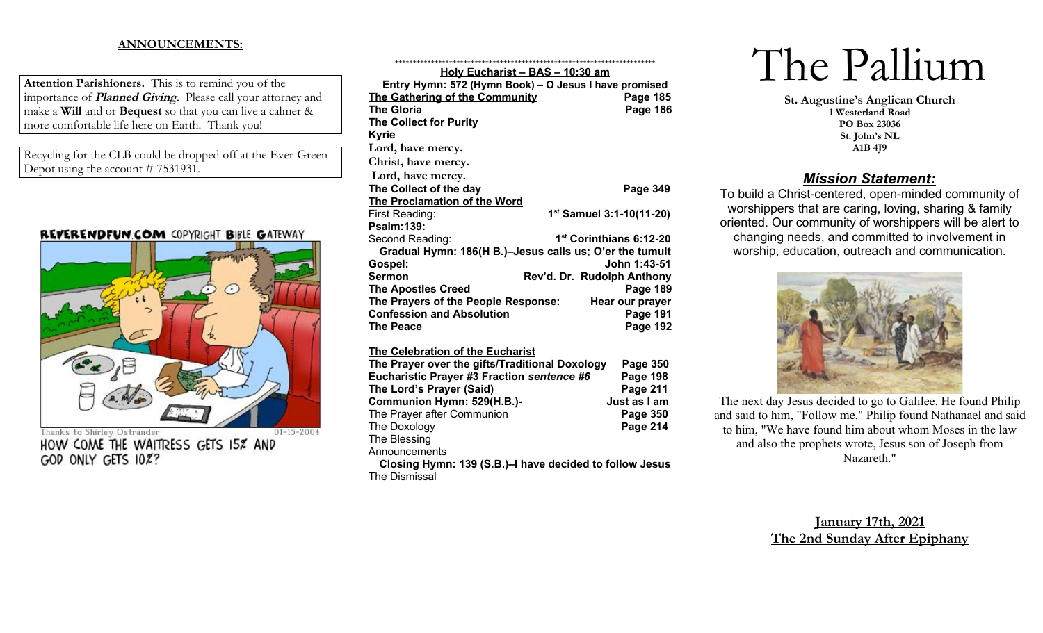**ANNOUNCEMENTS:**

**Attention Parishioners.** This is to remind you of the importance of ***Planned Giving***. Please call your attorney and make a **Will** and or **Bequest** so that you can live a calmer & more comfortable life here on Earth. Thank you!

Recycling for the CLB could be dropped off at the Ever-Green Depot using the account # 7531931.

REVERENDFUN.COM COPYRIGHT BIBLE GATEWAY

Thanks to Shirley Ostrander 01-15-2004

HOW COME THE WAITRESS GETS 15% AND GOD ONLY GETS 10%?

++++++++++++++++++++++++++++++++++++++++++++++++++++++++++++++++++++++

**Holy Eucharist – BAS – 10:30 am**

**Entry Hymn: 572 (Hymn Book) – O Jesus I have promised**

**The Gathering of the Community** — **Page 185**

**The Gloria** — **Page 186**

**The Collect for Purity**

**Kyrie**

**Lord, have mercy.**

**Christ, have mercy.**

**Lord, have mercy.**

**The Collect of the day** — **Page 349**

**The Proclamation of the Word**

First Reading: — **1st Samuel 3:1-10(11-20)**

**Psalm:139:**

Second Reading: — **1st Corinthians 6:12-20**

**Gradual Hymn: 186(H B.)–Jesus calls us; O'er the tumult**

**Gospel:** — **John 1:43-51**

**Sermon** — **Rev'd. Dr. Rudolph Anthony**

**The Apostles Creed** — **Page 189**

**The Prayers of the People Response:** — **Hear our prayer**

**Confession and Absolution** — **Page 191**

**The Peace** — **Page 192**

**The Celebration of the Eucharist**

**The Prayer over the gifts/Traditional Doxology** — **Page 350**

**Eucharistic Prayer #3 Fraction *sentence #6*** — **Page 198**

**The Lord's Prayer (Said)** — **Page 211**

**Communion Hymn: 529(H.B.)-** — **Just as I am**

The Prayer after Communion — **Page 350**

The Doxology — **Page 214**

The Blessing

Announcements

**Closing Hymn: 139 (S.B.)–I have decided to follow Jesus**

The Dismissal

# The Pallium

**St. Augustine's Anglican Church**
**1 Westerland Road**
**PO Box 23036**
**St. John's NL**
**A1B 4J9**

## ***Mission Statement:***

To build a Christ-centered, open-minded community of worshippers that are caring, loving, sharing & family oriented. Our community of worshippers will be alert to changing needs, and committed to involvement in worship, education, outreach and communication.

The next day Jesus decided to go to Galilee. He found Philip and said to him, "Follow me." Philip found Nathanael and said to him, "We have found him about whom Moses in the law and also the prophets wrote, Jesus son of Joseph from Nazareth."

**January 17th, 2021**
**The 2nd Sunday After Epiphany**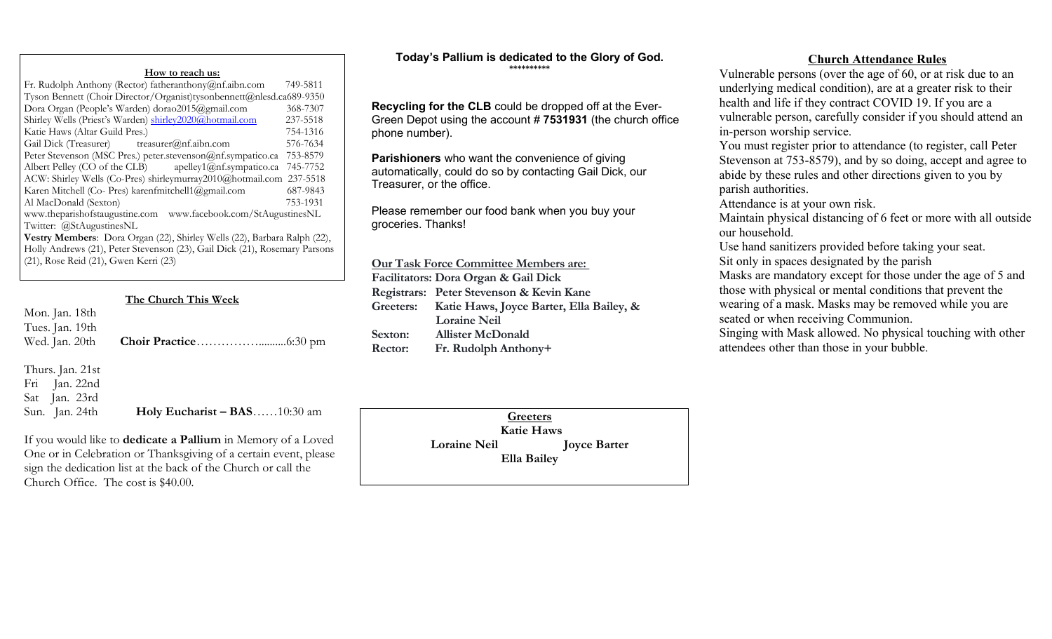### How to reach us:

| | |
|---|---|
| Fr. Rudolph Anthony (Rector) fatheranthony@nf.aibn.com | 749-5811 |
| Tyson Bennett (Choir Director/Organist)tysonbennett@nlesd.ca | 689-9350 |
| Dora Organ (People's Warden) dorao2015@gmail.com | 368-7307 |
| Shirley Wells (Priest's Warden) shirley2020@hotmail.com | 237-5518 |
| Katie Haws (Altar Guild Pres.) | 754-1316 |
| Gail Dick (Treasurer) treasurer@nf.aibn.com | 576-7634 |
| Peter Stevenson (MSC Pres.) peter.stevenson@nf.sympatico.ca | 753-8579 |
| Albert Pelley (CO of the CLB) apelley1@nf.sympatico.ca | 745-7752 |
| ACW: Shirley Wells (Co-Pres) shirleymurray2010@hotmail.com | 237-5518 |
| Karen Mitchell (Co- Pres) karenfmitchell1@gmail.com | 687-9843 |
| Al MacDonald (Sexton) | 753-1931 |

www.theparishofstaugustine.com www.facebook.com/StAugustinesNL
Twitter: @StAugustinesNL

**Vestry Members**: Dora Organ (22), Shirley Wells (22), Barbara Ralph (22), Holly Andrews (21), Peter Stevenson (23), Gail Dick (21), Rosemary Parsons (21), Rose Reid (21), Gwen Kerri (23)

### The Church This Week

Mon. Jan. 18th
Tues. Jan. 19th
Wed. Jan. 20th **Choir Practice**……………..........6:30 pm

Thurs. Jan. 21st
Fri Jan. 22nd
Sat Jan. 23rd
Sun. Jan. 24th **Holy Eucharist – BAS**……10:30 am

If you would like to **dedicate a Pallium** in Memory of a Loved One or in Celebration or Thanksgiving of a certain event, please sign the dedication list at the back of the Church or call the Church Office. The cost is $40.00.

**Today's Pallium is dedicated to the Glory of God.**
**********

**Recycling for the CLB** could be dropped off at the Ever-Green Depot using the account # **7531931** (the church office phone number).

**Parishioners** who want the convenience of giving automatically, could do so by contacting Gail Dick, our Treasurer, or the office.

Please remember our food bank when you buy your groceries. Thanks!

**Our Task Force Committee Members are:**
**Facilitators: Dora Organ & Gail Dick**
**Registrars: Peter Stevenson & Kevin Kane**
**Greeters: Katie Haws, Joyce Barter, Ella Bailey, & Loraine Neil**
**Sexton: Allister McDonald**
**Rector: Fr. Rudolph Anthony+**

**Greeters**
**Katie Haws**
**Loraine Neil** **Joyce Barter**
**Ella Bailey**

### Church Attendance Rules

Vulnerable persons (over the age of 60, or at risk due to an underlying medical condition), are at a greater risk to their health and life if they contract COVID 19. If you are a vulnerable person, carefully consider if you should attend an in-person worship service.
You must register prior to attendance (to register, call Peter Stevenson at 753-8579), and by so doing, accept and agree to abide by these rules and other directions given to you by parish authorities.
Attendance is at your own risk.
Maintain physical distancing of 6 feet or more with all outside our household.
Use hand sanitizers provided before taking your seat.
Sit only in spaces designated by the parish
Masks are mandatory except for those under the age of 5 and those with physical or mental conditions that prevent the wearing of a mask. Masks may be removed while you are seated or when receiving Communion.
Singing with Mask allowed. No physical touching with other attendees other than those in your bubble.